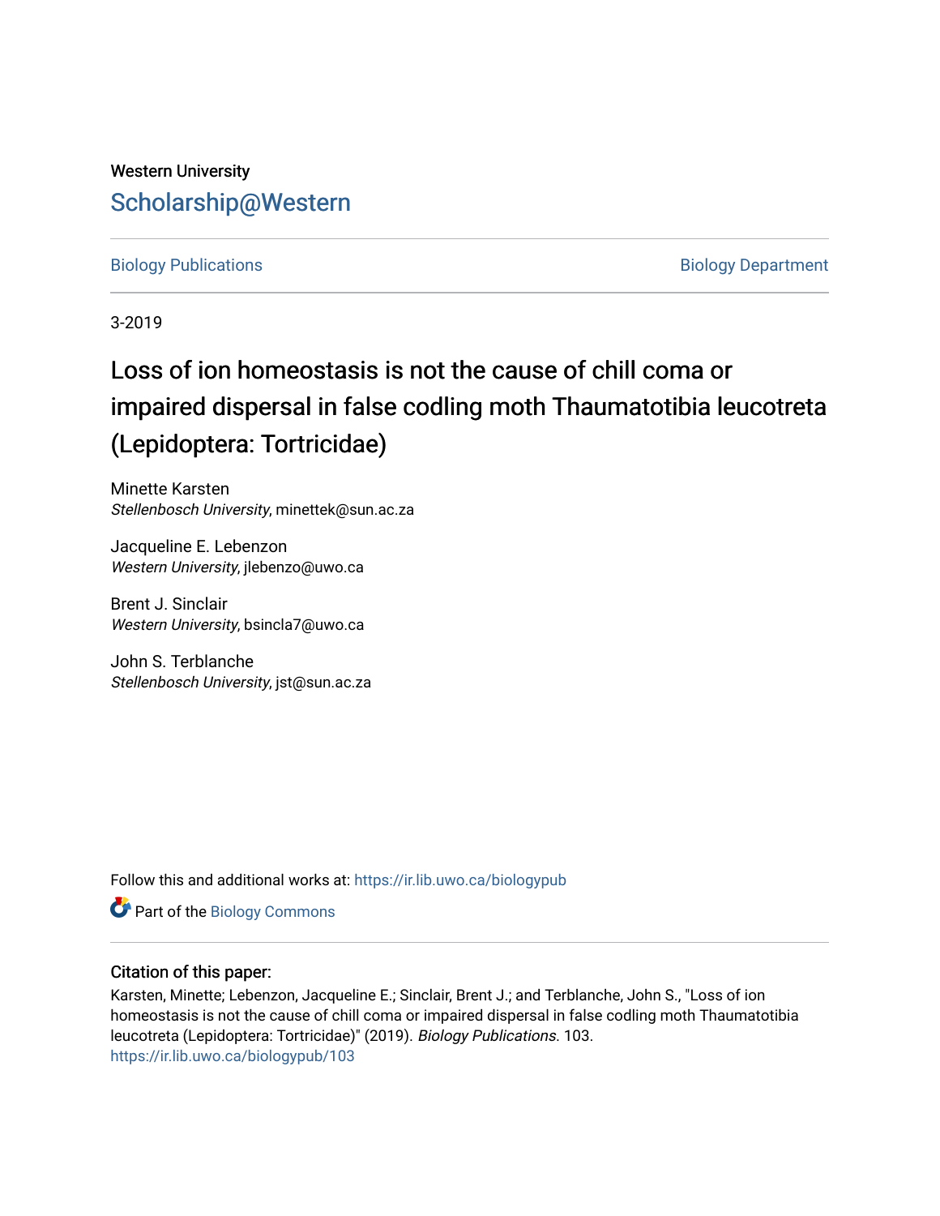Western University

# Scholarship@Western

Biology Publications | Biology Department

3-2019

# Loss of ion homeostasis is not the cause of chill coma or impaired dispersal in false codling moth Thaumatotibia leucotreta (Lepidoptera: Tortricidae)

Minette Karsten
*Stellenbosch University*, minettek@sun.ac.za

Jacqueline E. Lebenzon
*Western University*, jlebenzo@uwo.ca

Brent J. Sinclair
*Western University*, bsincla7@uwo.ca

John S. Terblanche
*Stellenbosch University*, jst@sun.ac.za

Follow this and additional works at: https://ir.lib.uwo.ca/biologypub

Part of the Biology Commons

## Citation of this paper:

Karsten, Minette; Lebenzon, Jacqueline E.; Sinclair, Brent J.; and Terblanche, John S., "Loss of ion homeostasis is not the cause of chill coma or impaired dispersal in false codling moth Thaumatotibia leucotreta (Lepidoptera: Tortricidae)" (2019). *Biology Publications*. 103.
https://ir.lib.uwo.ca/biologypub/103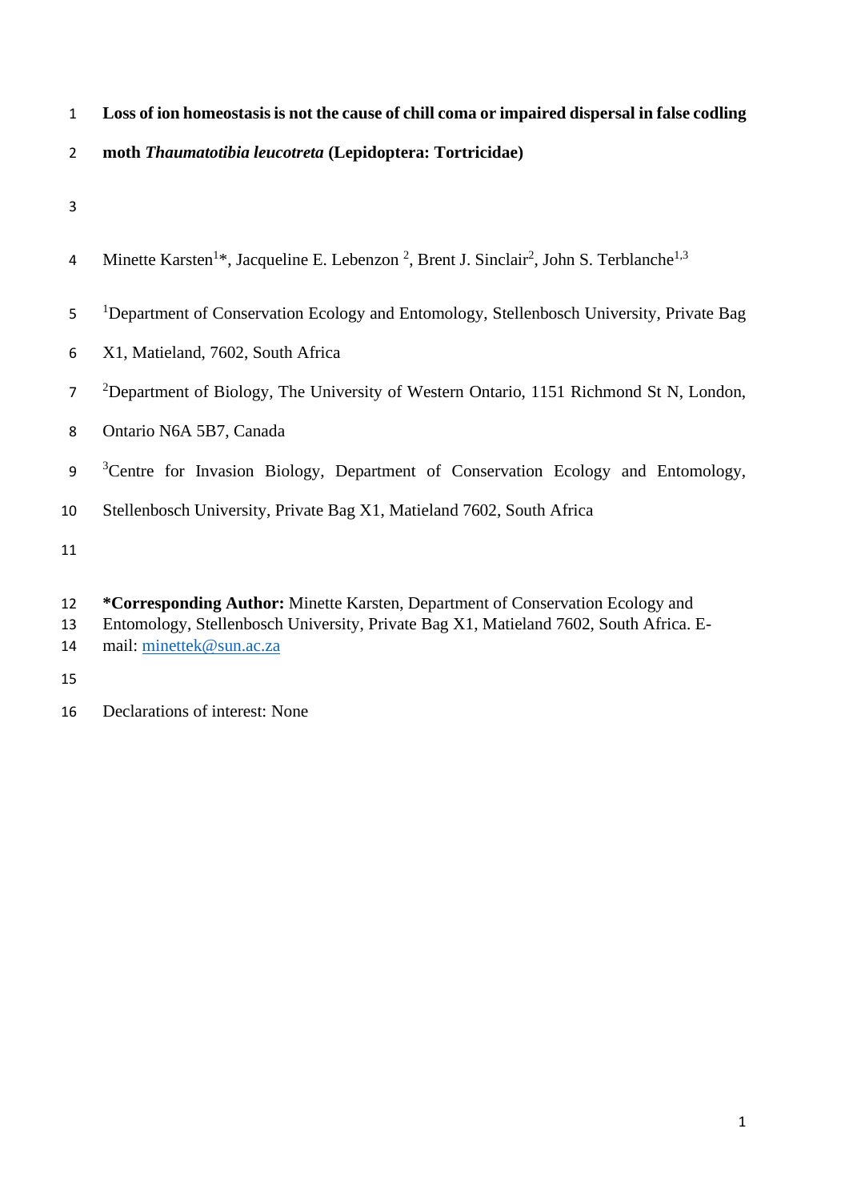# Loss of ion homeostasis is not the cause of chill coma or impaired dispersal in false codling moth *Thaumatotibia leucotreta* (Lepidoptera: Tortricidae)

Minette Karsten[1]*, Jacqueline E. Lebenzon [2], Brent J. Sinclair[2], John S. Terblanche[1,3]

[1]Department of Conservation Ecology and Entomology, Stellenbosch University, Private Bag X1, Matieland, 7602, South Africa

[2]Department of Biology, The University of Western Ontario, 1151 Richmond St N, London, Ontario N6A 5B7, Canada

[3]Centre for Invasion Biology, Department of Conservation Ecology and Entomology, Stellenbosch University, Private Bag X1, Matieland 7602, South Africa

**\*Corresponding Author:** Minette Karsten, Department of Conservation Ecology and Entomology, Stellenbosch University, Private Bag X1, Matieland 7602, South Africa. E-mail: minettek@sun.ac.za

Declarations of interest: None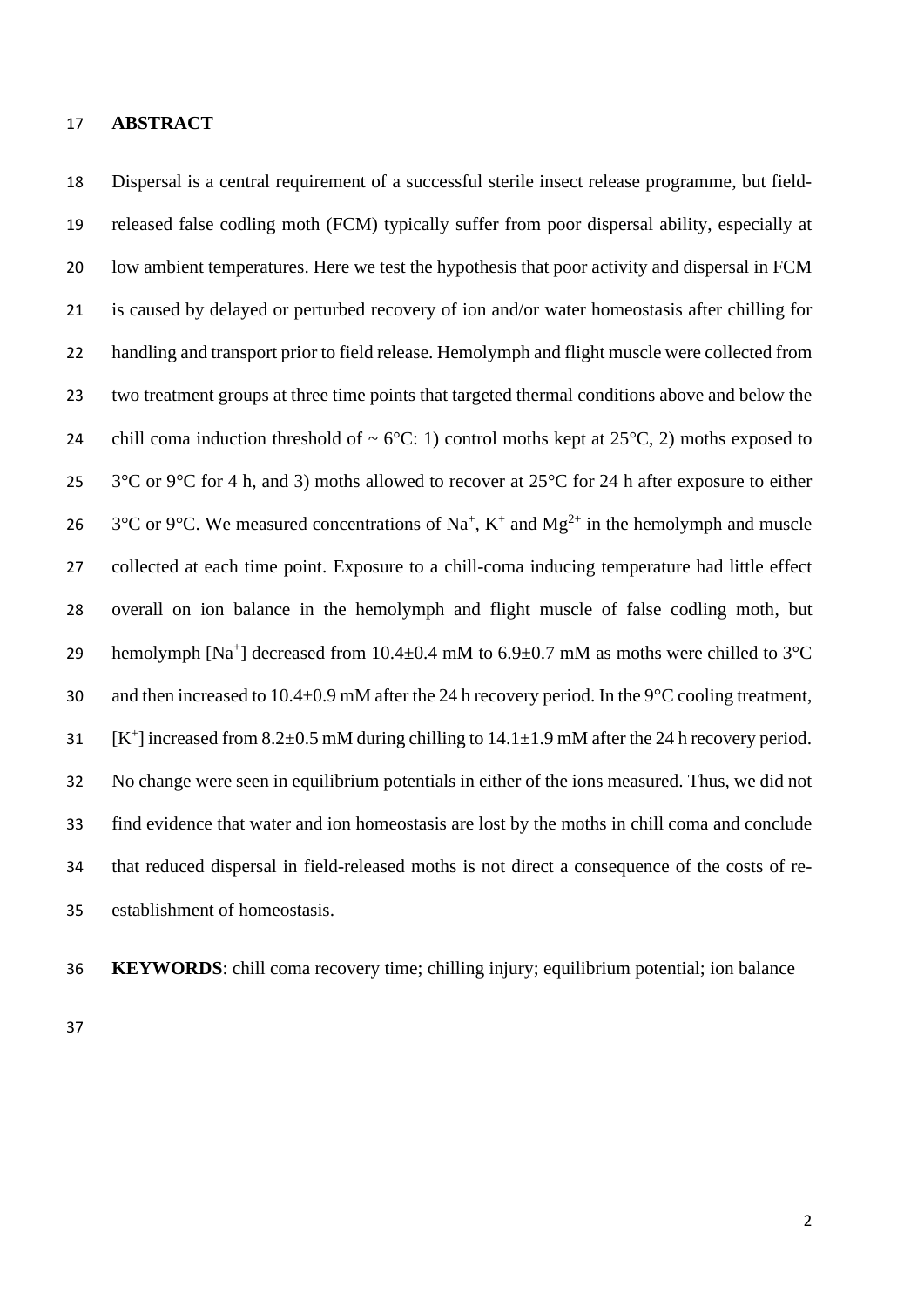## ABSTRACT

Dispersal is a central requirement of a successful sterile insect release programme, but field-released false codling moth (FCM) typically suffer from poor dispersal ability, especially at low ambient temperatures. Here we test the hypothesis that poor activity and dispersal in FCM is caused by delayed or perturbed recovery of ion and/or water homeostasis after chilling for handling and transport prior to field release. Hemolymph and flight muscle were collected from two treatment groups at three time points that targeted thermal conditions above and below the chill coma induction threshold of ~ 6°C: 1) control moths kept at 25°C, 2) moths exposed to 3°C or 9°C for 4 h, and 3) moths allowed to recover at 25°C for 24 h after exposure to either 3°C or 9°C. We measured concentrations of $Na^+$, $K^+$ and $Mg^{2+}$ in the hemolymph and muscle collected at each time point. Exposure to a chill-coma inducing temperature had little effect overall on ion balance in the hemolymph and flight muscle of false codling moth, but hemolymph [$Na^+$] decreased from 10.4±0.4 mM to 6.9±0.7 mM as moths were chilled to 3°C and then increased to 10.4±0.9 mM after the 24 h recovery period. In the 9°C cooling treatment, [$K^+$] increased from 8.2±0.5 mM during chilling to 14.1±1.9 mM after the 24 h recovery period. No change were seen in equilibrium potentials in either of the ions measured. Thus, we did not find evidence that water and ion homeostasis are lost by the moths in chill coma and conclude that reduced dispersal in field-released moths is not direct a consequence of the costs of re-establishment of homeostasis.

**KEYWORDS**: chill coma recovery time; chilling injury; equilibrium potential; ion balance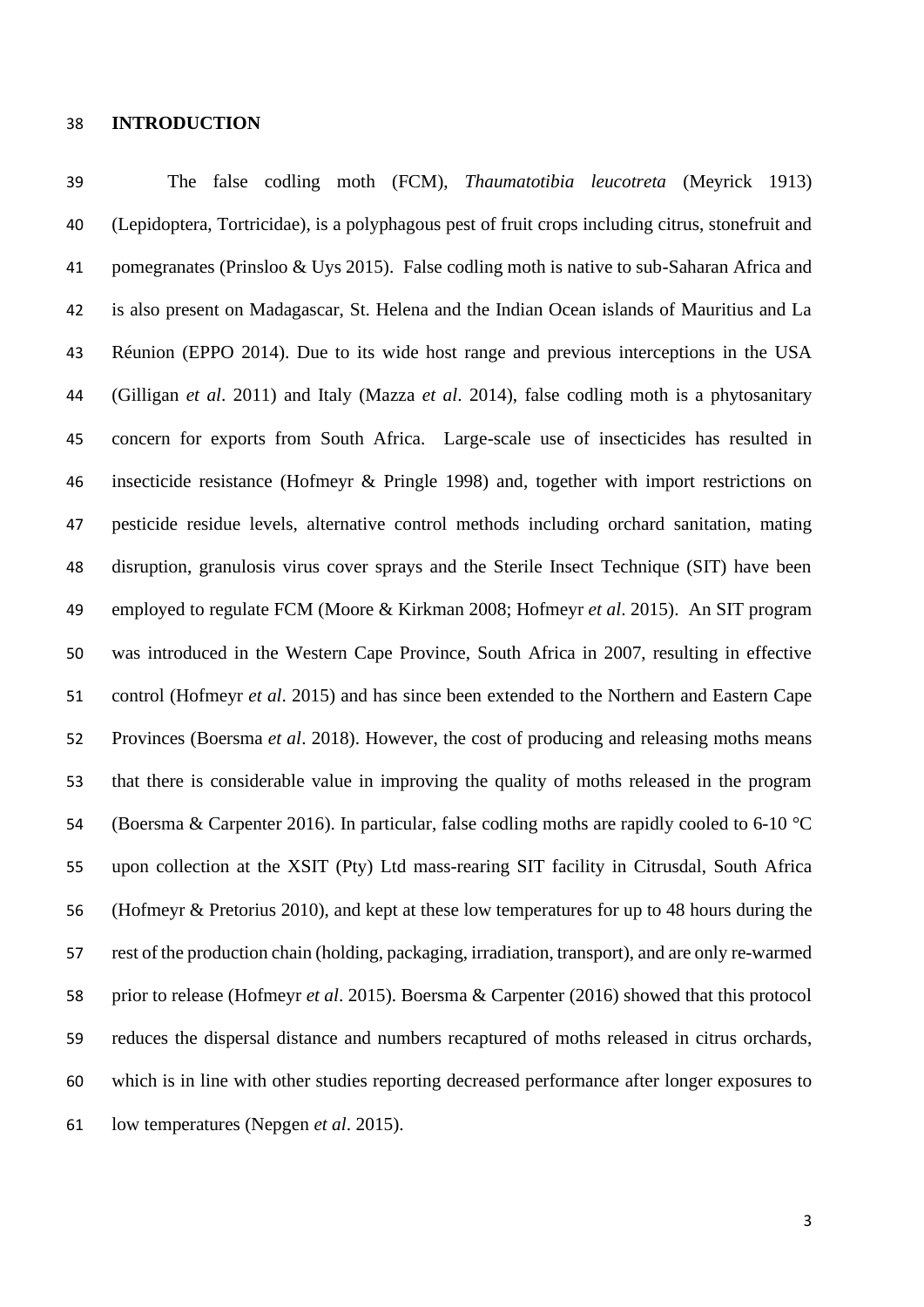## INTRODUCTION

The false codling moth (FCM), *Thaumatotibia leucotreta* (Meyrick 1913) (Lepidoptera, Tortricidae), is a polyphagous pest of fruit crops including citrus, stonefruit and pomegranates (Prinsloo & Uys 2015). False codling moth is native to sub-Saharan Africa and is also present on Madagascar, St. Helena and the Indian Ocean islands of Mauritius and La Réunion (EPPO 2014). Due to its wide host range and previous interceptions in the USA (Gilligan *et al*. 2011) and Italy (Mazza *et al*. 2014), false codling moth is a phytosanitary concern for exports from South Africa. Large-scale use of insecticides has resulted in insecticide resistance (Hofmeyr & Pringle 1998) and, together with import restrictions on pesticide residue levels, alternative control methods including orchard sanitation, mating disruption, granulosis virus cover sprays and the Sterile Insect Technique (SIT) have been employed to regulate FCM (Moore & Kirkman 2008; Hofmeyr *et al*. 2015). An SIT program was introduced in the Western Cape Province, South Africa in 2007, resulting in effective control (Hofmeyr *et al*. 2015) and has since been extended to the Northern and Eastern Cape Provinces (Boersma *et al*. 2018). However, the cost of producing and releasing moths means that there is considerable value in improving the quality of moths released in the program (Boersma & Carpenter 2016). In particular, false codling moths are rapidly cooled to 6-10 °C upon collection at the XSIT (Pty) Ltd mass-rearing SIT facility in Citrusdal, South Africa (Hofmeyr & Pretorius 2010), and kept at these low temperatures for up to 48 hours during the rest of the production chain (holding, packaging, irradiation, transport), and are only re-warmed prior to release (Hofmeyr *et al*. 2015). Boersma & Carpenter (2016) showed that this protocol reduces the dispersal distance and numbers recaptured of moths released in citrus orchards, which is in line with other studies reporting decreased performance after longer exposures to low temperatures (Nepgen *et al*. 2015).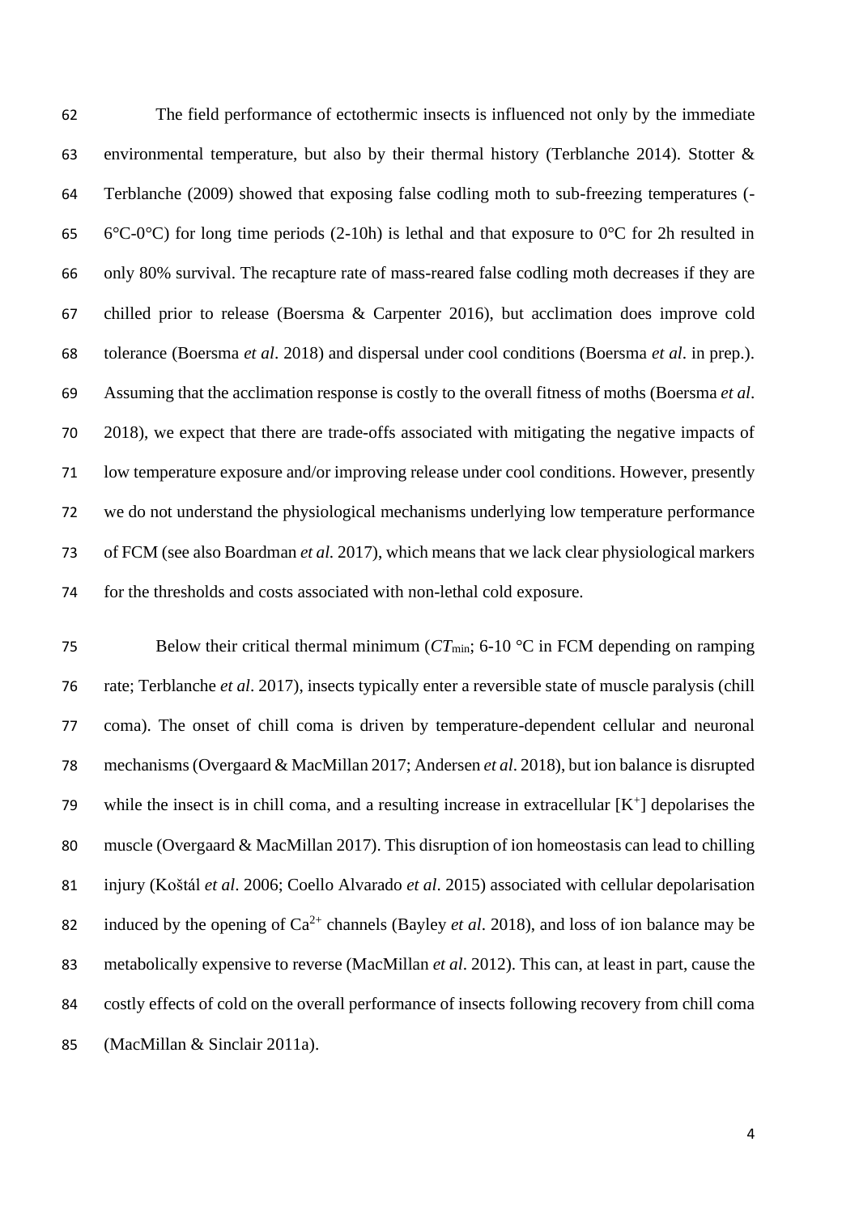The field performance of ectothermic insects is influenced not only by the immediate environmental temperature, but also by their thermal history (Terblanche 2014). Stotter & Terblanche (2009) showed that exposing false codling moth to sub-freezing temperatures (-6°C-0°C) for long time periods (2-10h) is lethal and that exposure to 0°C for 2h resulted in only 80% survival. The recapture rate of mass-reared false codling moth decreases if they are chilled prior to release (Boersma & Carpenter 2016), but acclimation does improve cold tolerance (Boersma *et al*. 2018) and dispersal under cool conditions (Boersma *et al*. in prep.). Assuming that the acclimation response is costly to the overall fitness of moths (Boersma *et al*. 2018), we expect that there are trade-offs associated with mitigating the negative impacts of low temperature exposure and/or improving release under cool conditions. However, presently we do not understand the physiological mechanisms underlying low temperature performance of FCM (see also Boardman *et al.* 2017), which means that we lack clear physiological markers for the thresholds and costs associated with non-lethal cold exposure.

Below their critical thermal minimum ($CT_{min}$; 6-10 °C in FCM depending on ramping rate; Terblanche *et al*. 2017), insects typically enter a reversible state of muscle paralysis (chill coma). The onset of chill coma is driven by temperature-dependent cellular and neuronal mechanisms (Overgaard & MacMillan 2017; Andersen *et al*. 2018), but ion balance is disrupted while the insect is in chill coma, and a resulting increase in extracellular [$K^+$] depolarises the muscle (Overgaard & MacMillan 2017). This disruption of ion homeostasis can lead to chilling injury (Koštál *et al*. 2006; Coello Alvarado *et al*. 2015) associated with cellular depolarisation induced by the opening of $Ca^{2+}$ channels (Bayley *et al*. 2018), and loss of ion balance may be metabolically expensive to reverse (MacMillan *et al*. 2012). This can, at least in part, cause the costly effects of cold on the overall performance of insects following recovery from chill coma (MacMillan & Sinclair 2011a).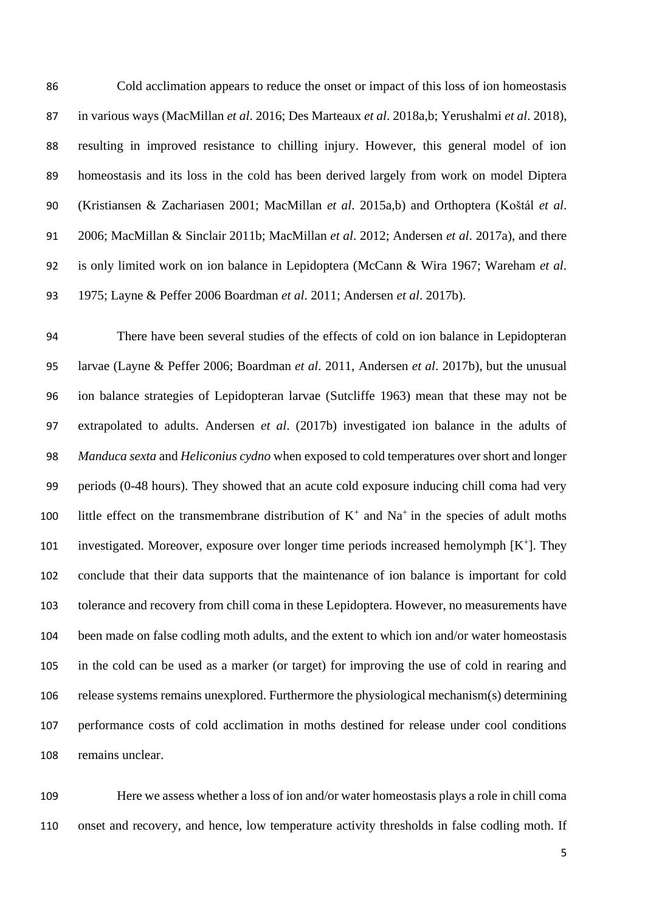Cold acclimation appears to reduce the onset or impact of this loss of ion homeostasis in various ways (MacMillan *et al*. 2016; Des Marteaux *et al*. 2018a,b; Yerushalmi *et al*. 2018), resulting in improved resistance to chilling injury. However, this general model of ion homeostasis and its loss in the cold has been derived largely from work on model Diptera (Kristiansen & Zachariasen 2001; MacMillan *et al*. 2015a,b) and Orthoptera (Koštál *et al*. 2006; MacMillan & Sinclair 2011b; MacMillan *et al*. 2012; Andersen *et al*. 2017a), and there is only limited work on ion balance in Lepidoptera (McCann & Wira 1967; Wareham *et al*. 1975; Layne & Peffer 2006 Boardman *et al*. 2011; Andersen *et al*. 2017b).

There have been several studies of the effects of cold on ion balance in Lepidopteran larvae (Layne & Peffer 2006; Boardman *et al*. 2011, Andersen *et al*. 2017b), but the unusual ion balance strategies of Lepidopteran larvae (Sutcliffe 1963) mean that these may not be extrapolated to adults. Andersen *et al*. (2017b) investigated ion balance in the adults of *Manduca sexta* and *Heliconius cydno* when exposed to cold temperatures over short and longer periods (0-48 hours). They showed that an acute cold exposure inducing chill coma had very little effect on the transmembrane distribution of $K^+$ and $Na^+$ in the species of adult moths investigated. Moreover, exposure over longer time periods increased hemolymph [$K^+$]. They conclude that their data supports that the maintenance of ion balance is important for cold tolerance and recovery from chill coma in these Lepidoptera. However, no measurements have been made on false codling moth adults, and the extent to which ion and/or water homeostasis in the cold can be used as a marker (or target) for improving the use of cold in rearing and release systems remains unexplored. Furthermore the physiological mechanism(s) determining performance costs of cold acclimation in moths destined for release under cool conditions remains unclear.

Here we assess whether a loss of ion and/or water homeostasis plays a role in chill coma onset and recovery, and hence, low temperature activity thresholds in false codling moth. If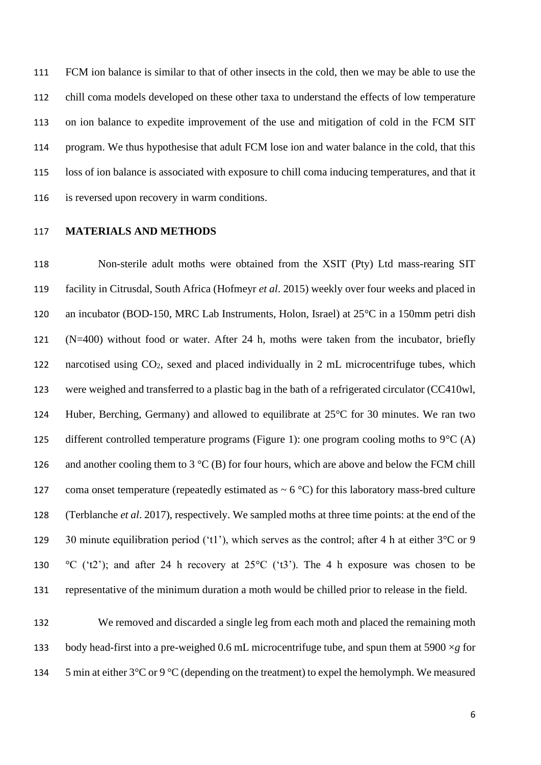FCM ion balance is similar to that of other insects in the cold, then we may be able to use the chill coma models developed on these other taxa to understand the effects of low temperature on ion balance to expedite improvement of the use and mitigation of cold in the FCM SIT program. We thus hypothesise that adult FCM lose ion and water balance in the cold, that this loss of ion balance is associated with exposure to chill coma inducing temperatures, and that it is reversed upon recovery in warm conditions.

## MATERIALS AND METHODS

Non-sterile adult moths were obtained from the XSIT (Pty) Ltd mass-rearing SIT facility in Citrusdal, South Africa (Hofmeyr *et al*. 2015) weekly over four weeks and placed in an incubator (BOD-150, MRC Lab Instruments, Holon, Israel) at 25°C in a 150mm petri dish (N=400) without food or water. After 24 h, moths were taken from the incubator, briefly narcotised using $CO_2$, sexed and placed individually in 2 mL microcentrifuge tubes, which were weighed and transferred to a plastic bag in the bath of a refrigerated circulator (CC410wl, Huber, Berching, Germany) and allowed to equilibrate at 25°C for 30 minutes. We ran two different controlled temperature programs (Figure 1): one program cooling moths to 9°C (A) and another cooling them to 3 °C (B) for four hours, which are above and below the FCM chill coma onset temperature (repeatedly estimated as ~ 6 °C) for this laboratory mass-bred culture (Terblanche *et al*. 2017), respectively. We sampled moths at three time points: at the end of the 30 minute equilibration period ('t1'), which serves as the control; after 4 h at either 3°C or 9 °C ('t2'); and after 24 h recovery at 25°C ('t3'). The 4 h exposure was chosen to be representative of the minimum duration a moth would be chilled prior to release in the field.

We removed and discarded a single leg from each moth and placed the remaining moth body head-first into a pre-weighed 0.6 mL microcentrifuge tube, and spun them at 5900 ×*g* for 5 min at either 3°C or 9 °C (depending on the treatment) to expel the hemolymph. We measured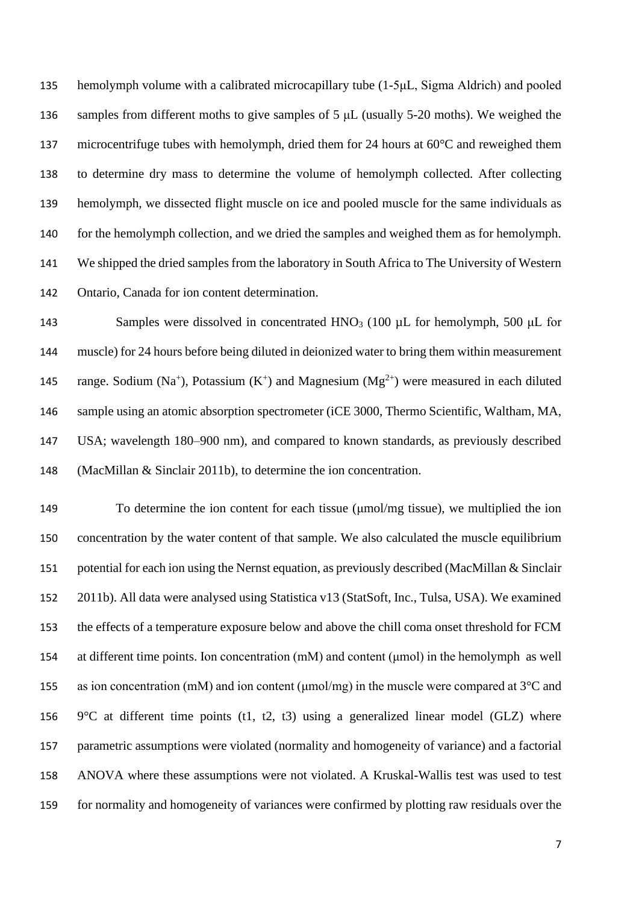hemolymph volume with a calibrated microcapillary tube (1-5μL, Sigma Aldrich) and pooled samples from different moths to give samples of 5 μL (usually 5-20 moths). We weighed the microcentrifuge tubes with hemolymph, dried them for 24 hours at 60°C and reweighed them to determine dry mass to determine the volume of hemolymph collected. After collecting hemolymph, we dissected flight muscle on ice and pooled muscle for the same individuals as for the hemolymph collection, and we dried the samples and weighed them as for hemolymph. We shipped the dried samples from the laboratory in South Africa to The University of Western Ontario, Canada for ion content determination.

Samples were dissolved in concentrated $HNO_3$ (100 µL for hemolymph, 500 μL for muscle) for 24 hours before being diluted in deionized water to bring them within measurement range. Sodium ($Na^+$), Potassium ($K^+$) and Magnesium ($Mg^{2+}$) were measured in each diluted sample using an atomic absorption spectrometer (iCE 3000, Thermo Scientific, Waltham, MA, USA; wavelength 180–900 nm), and compared to known standards, as previously described (MacMillan & Sinclair 2011b), to determine the ion concentration.

To determine the ion content for each tissue (μmol/mg tissue), we multiplied the ion concentration by the water content of that sample. We also calculated the muscle equilibrium potential for each ion using the Nernst equation, as previously described (MacMillan & Sinclair 2011b). All data were analysed using Statistica v13 (StatSoft, Inc., Tulsa, USA). We examined the effects of a temperature exposure below and above the chill coma onset threshold for FCM at different time points. Ion concentration (mM) and content (μmol) in the hemolymph as well as ion concentration (mM) and ion content (µmol/mg) in the muscle were compared at 3°C and 9°C at different time points (t1, t2, t3) using a generalized linear model (GLZ) where parametric assumptions were violated (normality and homogeneity of variance) and a factorial ANOVA where these assumptions were not violated. A Kruskal-Wallis test was used to test for normality and homogeneity of variances were confirmed by plotting raw residuals over the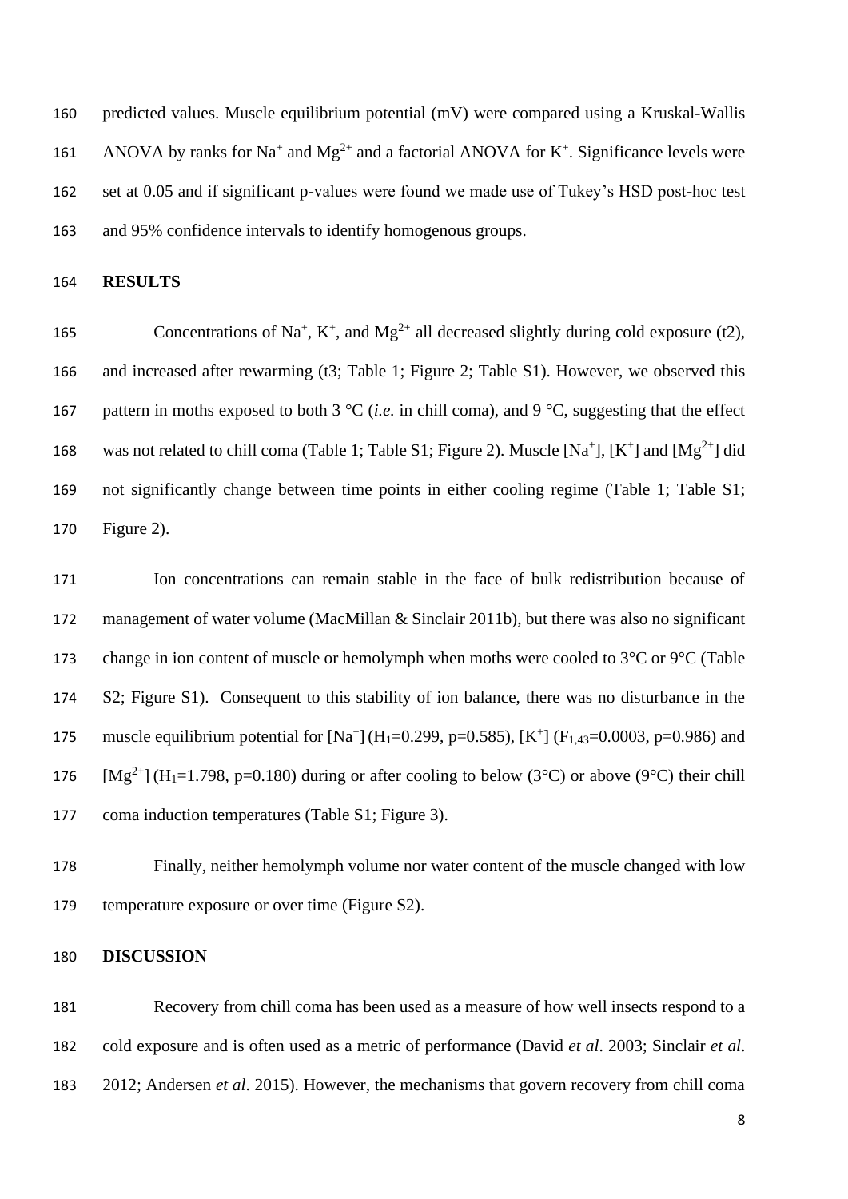predicted values. Muscle equilibrium potential (mV) were compared using a Kruskal-Wallis ANOVA by ranks for $Na^+$ and $Mg^{2+}$ and a factorial ANOVA for $K^+$. Significance levels were set at 0.05 and if significant p-values were found we made use of Tukey's HSD post-hoc test and 95% confidence intervals to identify homogenous groups.

## RESULTS

Concentrations of $Na^+$, $K^+$, and $Mg^{2+}$ all decreased slightly during cold exposure (t2), and increased after rewarming (t3; Table 1; Figure 2; Table S1). However, we observed this pattern in moths exposed to both 3 °C (*i.e.* in chill coma), and 9 °C, suggesting that the effect was not related to chill coma (Table 1; Table S1; Figure 2). Muscle $[Na^+]$, $[K^+]$ and $[Mg^{2+}]$ did not significantly change between time points in either cooling regime (Table 1; Table S1; Figure 2).

Ion concentrations can remain stable in the face of bulk redistribution because of management of water volume (MacMillan & Sinclair 2011b), but there was also no significant change in ion content of muscle or hemolymph when moths were cooled to 3°C or 9°C (Table S2; Figure S1). Consequent to this stability of ion balance, there was no disturbance in the muscle equilibrium potential for $[Na^+]$ ($H_1$=0.299, p=0.585), $[K^+]$ ($F_{1,43}$=0.0003, p=0.986) and $[Mg^{2+}]$ ($H_1$=1.798, p=0.180) during or after cooling to below (3°C) or above (9°C) their chill coma induction temperatures (Table S1; Figure 3).

Finally, neither hemolymph volume nor water content of the muscle changed with low temperature exposure or over time (Figure S2).

## DISCUSSION

Recovery from chill coma has been used as a measure of how well insects respond to a cold exposure and is often used as a metric of performance (David *et al*. 2003; Sinclair *et al*. 2012; Andersen *et al*. 2015). However, the mechanisms that govern recovery from chill coma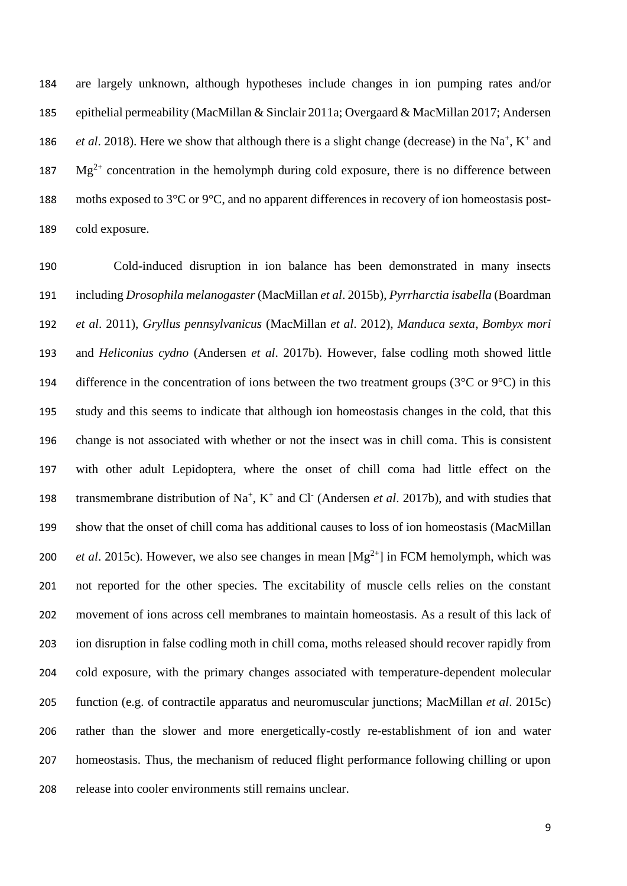are largely unknown, although hypotheses include changes in ion pumping rates and/or epithelial permeability (MacMillan & Sinclair 2011a; Overgaard & MacMillan 2017; Andersen *et al*. 2018). Here we show that although there is a slight change (decrease) in the $Na^+$, $K^+$ and $Mg^{2+}$ concentration in the hemolymph during cold exposure, there is no difference between moths exposed to 3°C or 9°C, and no apparent differences in recovery of ion homeostasis post-cold exposure.

Cold-induced disruption in ion balance has been demonstrated in many insects including *Drosophila melanogaster* (MacMillan *et al*. 2015b), *Pyrrharctia isabella* (Boardman *et al*. 2011), *Gryllus pennsylvanicus* (MacMillan *et al*. 2012), *Manduca sexta*, *Bombyx mori* and *Heliconius cydno* (Andersen *et al*. 2017b). However, false codling moth showed little difference in the concentration of ions between the two treatment groups (3°C or 9°C) in this study and this seems to indicate that although ion homeostasis changes in the cold, that this change is not associated with whether or not the insect was in chill coma. This is consistent with other adult Lepidoptera, where the onset of chill coma had little effect on the transmembrane distribution of $Na^+$, $K^+$ and $Cl^-$ (Andersen *et al*. 2017b), and with studies that show that the onset of chill coma has additional causes to loss of ion homeostasis (MacMillan *et al*. 2015c). However, we also see changes in mean $[Mg^{2+}]$ in FCM hemolymph, which was not reported for the other species. The excitability of muscle cells relies on the constant movement of ions across cell membranes to maintain homeostasis. As a result of this lack of ion disruption in false codling moth in chill coma, moths released should recover rapidly from cold exposure, with the primary changes associated with temperature-dependent molecular function (e.g. of contractile apparatus and neuromuscular junctions; MacMillan *et al*. 2015c) rather than the slower and more energetically-costly re-establishment of ion and water homeostasis. Thus, the mechanism of reduced flight performance following chilling or upon release into cooler environments still remains unclear.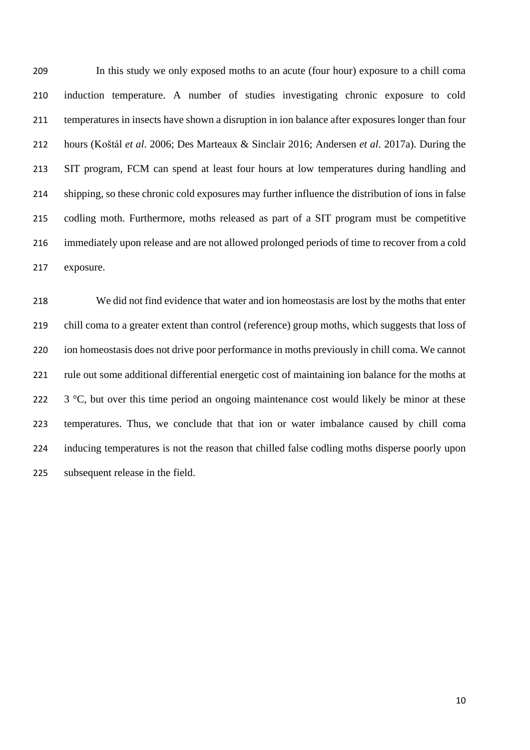In this study we only exposed moths to an acute (four hour) exposure to a chill coma induction temperature. A number of studies investigating chronic exposure to cold temperatures in insects have shown a disruption in ion balance after exposures longer than four hours (Koštál *et al*. 2006; Des Marteaux & Sinclair 2016; Andersen *et al*. 2017a). During the SIT program, FCM can spend at least four hours at low temperatures during handling and shipping, so these chronic cold exposures may further influence the distribution of ions in false codling moth. Furthermore, moths released as part of a SIT program must be competitive immediately upon release and are not allowed prolonged periods of time to recover from a cold exposure.

We did not find evidence that water and ion homeostasis are lost by the moths that enter chill coma to a greater extent than control (reference) group moths, which suggests that loss of ion homeostasis does not drive poor performance in moths previously in chill coma. We cannot rule out some additional differential energetic cost of maintaining ion balance for the moths at 3 °C, but over this time period an ongoing maintenance cost would likely be minor at these temperatures. Thus, we conclude that that ion or water imbalance caused by chill coma inducing temperatures is not the reason that chilled false codling moths disperse poorly upon subsequent release in the field.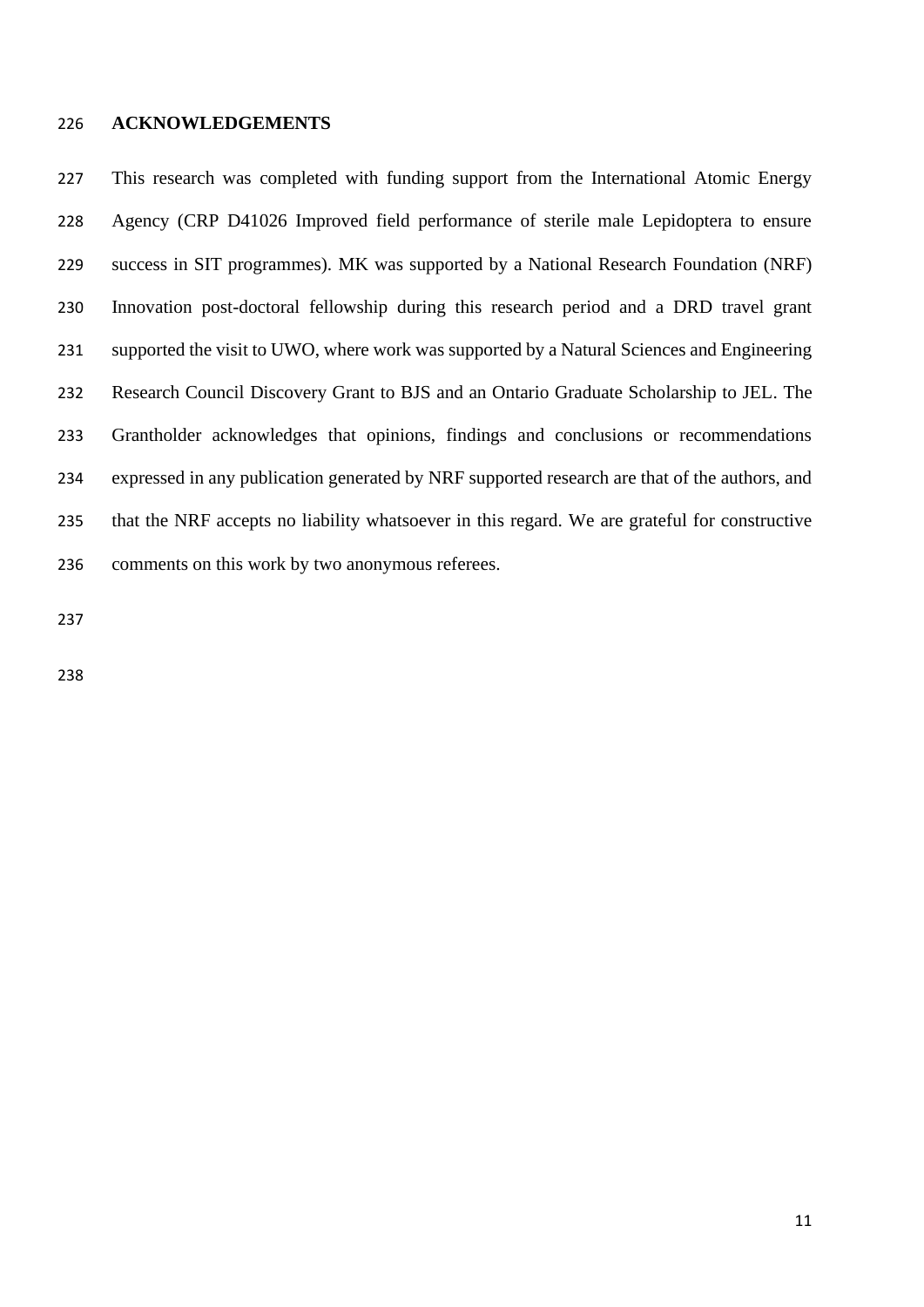## ACKNOWLEDGEMENTS

This research was completed with funding support from the International Atomic Energy Agency (CRP D41026 Improved field performance of sterile male Lepidoptera to ensure success in SIT programmes). MK was supported by a National Research Foundation (NRF) Innovation post-doctoral fellowship during this research period and a DRD travel grant supported the visit to UWO, where work was supported by a Natural Sciences and Engineering Research Council Discovery Grant to BJS and an Ontario Graduate Scholarship to JEL. The Grantholder acknowledges that opinions, findings and conclusions or recommendations expressed in any publication generated by NRF supported research are that of the authors, and that the NRF accepts no liability whatsoever in this regard. We are grateful for constructive comments on this work by two anonymous referees.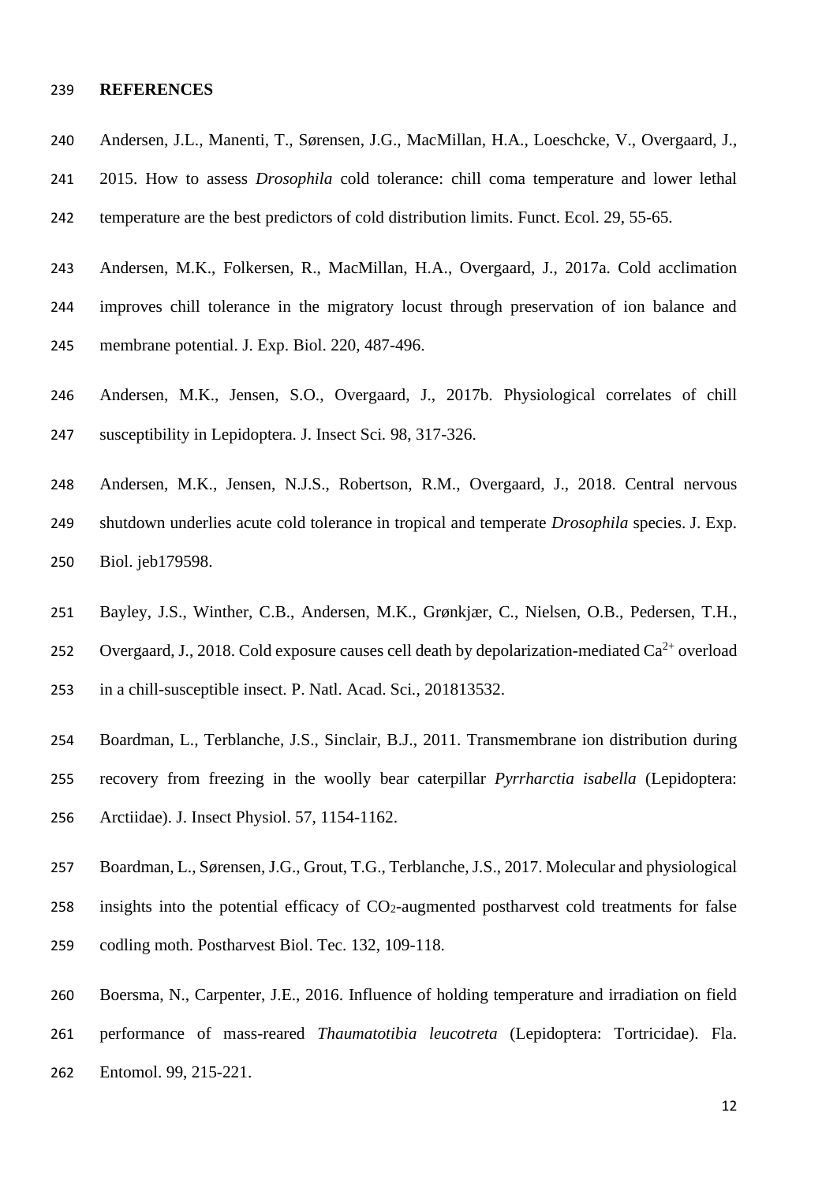## REFERENCES

Andersen, J.L., Manenti, T., Sørensen, J.G., MacMillan, H.A., Loeschcke, V., Overgaard, J., 2015. How to assess *Drosophila* cold tolerance: chill coma temperature and lower lethal temperature are the best predictors of cold distribution limits. Funct. Ecol. 29, 55-65.

Andersen, M.K., Folkersen, R., MacMillan, H.A., Overgaard, J., 2017a. Cold acclimation improves chill tolerance in the migratory locust through preservation of ion balance and membrane potential. J. Exp. Biol. 220, 487-496.

Andersen, M.K., Jensen, S.O., Overgaard, J., 2017b. Physiological correlates of chill susceptibility in Lepidoptera. J. Insect Sci. 98, 317-326.

Andersen, M.K., Jensen, N.J.S., Robertson, R.M., Overgaard, J., 2018. Central nervous shutdown underlies acute cold tolerance in tropical and temperate *Drosophila* species. J. Exp. Biol. jeb179598.

Bayley, J.S., Winther, C.B., Andersen, M.K., Grønkjær, C., Nielsen, O.B., Pedersen, T.H., Overgaard, J., 2018. Cold exposure causes cell death by depolarization-mediated $Ca^{2+}$ overload in a chill-susceptible insect. P. Natl. Acad. Sci., 201813532.

Boardman, L., Terblanche, J.S., Sinclair, B.J., 2011. Transmembrane ion distribution during recovery from freezing in the woolly bear caterpillar *Pyrrharctia isabella* (Lepidoptera: Arctiidae). J. Insect Physiol. 57, 1154-1162.

Boardman, L., Sørensen, J.G., Grout, T.G., Terblanche, J.S., 2017. Molecular and physiological insights into the potential efficacy of $CO_2$-augmented postharvest cold treatments for false codling moth. Postharvest Biol. Tec. 132, 109-118.

Boersma, N., Carpenter, J.E., 2016. Influence of holding temperature and irradiation on field performance of mass-reared *Thaumatotibia leucotreta* (Lepidoptera: Tortricidae). Fla. Entomol. 99, 215-221.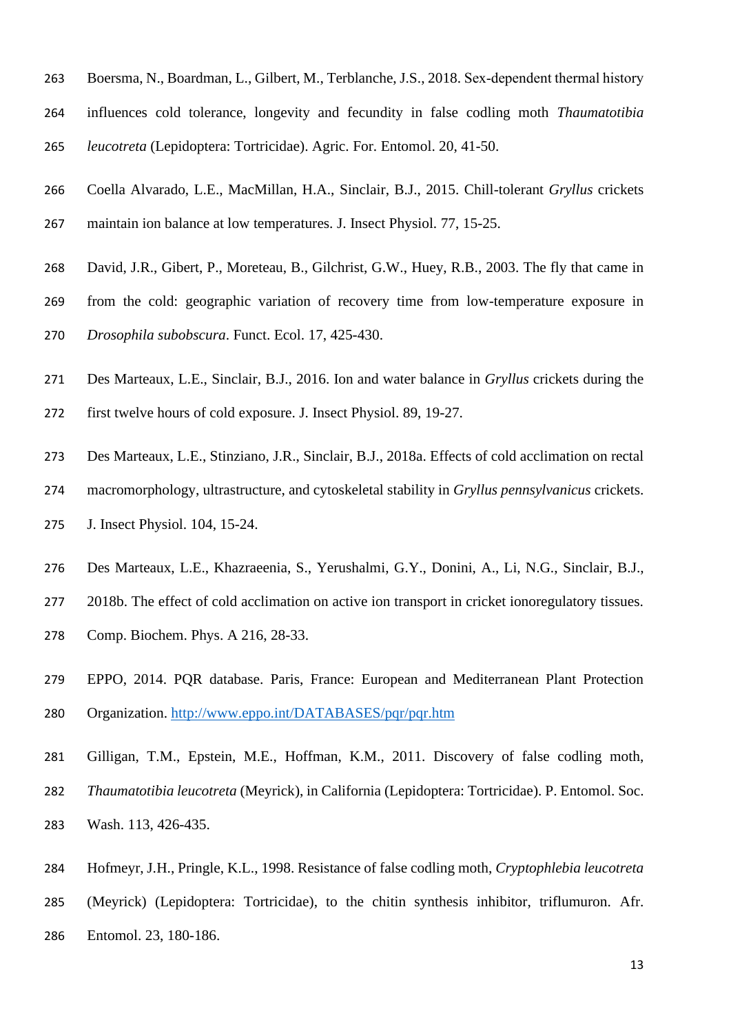Boersma, N., Boardman, L., Gilbert, M., Terblanche, J.S., 2018. Sex-dependent thermal history influences cold tolerance, longevity and fecundity in false codling moth *Thaumatotibia leucotreta* (Lepidoptera: Tortricidae). Agric. For. Entomol. 20, 41-50.

Coella Alvarado, L.E., MacMillan, H.A., Sinclair, B.J., 2015. Chill-tolerant *Gryllus* crickets maintain ion balance at low temperatures. J. Insect Physiol. 77, 15-25.

David, J.R., Gibert, P., Moreteau, B., Gilchrist, G.W., Huey, R.B., 2003. The fly that came in from the cold: geographic variation of recovery time from low-temperature exposure in *Drosophila subobscura*. Funct. Ecol. 17, 425-430.

Des Marteaux, L.E., Sinclair, B.J., 2016. Ion and water balance in *Gryllus* crickets during the first twelve hours of cold exposure. J. Insect Physiol. 89, 19-27.

Des Marteaux, L.E., Stinziano, J.R., Sinclair, B.J., 2018a. Effects of cold acclimation on rectal macromorphology, ultrastructure, and cytoskeletal stability in *Gryllus pennsylvanicus* crickets. J. Insect Physiol. 104, 15-24.

Des Marteaux, L.E., Khazraeenia, S., Yerushalmi, G.Y., Donini, A., Li, N.G., Sinclair, B.J., 2018b. The effect of cold acclimation on active ion transport in cricket ionoregulatory tissues. Comp. Biochem. Phys. A 216, 28-33.

EPPO, 2014. PQR database. Paris, France: European and Mediterranean Plant Protection Organization. http://www.eppo.int/DATABASES/pqr/pqr.htm

Gilligan, T.M., Epstein, M.E., Hoffman, K.M., 2011. Discovery of false codling moth, *Thaumatotibia leucotreta* (Meyrick), in California (Lepidoptera: Tortricidae). P. Entomol. Soc. Wash. 113, 426-435.

Hofmeyr, J.H., Pringle, K.L., 1998. Resistance of false codling moth, *Cryptophlebia leucotreta* (Meyrick) (Lepidoptera: Tortricidae), to the chitin synthesis inhibitor, triflumuron. Afr. Entomol. 23, 180-186.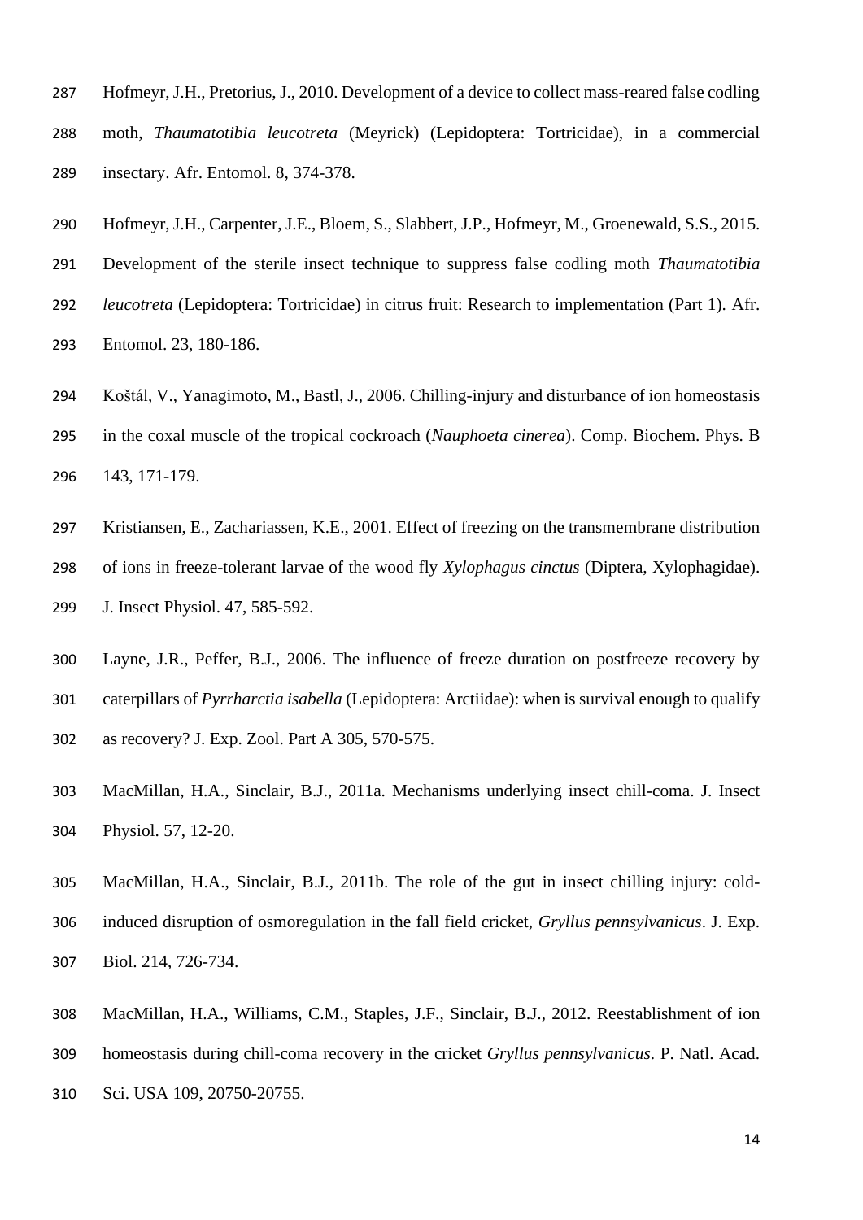Hofmeyr, J.H., Pretorius, J., 2010. Development of a device to collect mass-reared false codling moth, *Thaumatotibia leucotreta* (Meyrick) (Lepidoptera: Tortricidae), in a commercial insectary. Afr. Entomol. 8, 374-378.

Hofmeyr, J.H., Carpenter, J.E., Bloem, S., Slabbert, J.P., Hofmeyr, M., Groenewald, S.S., 2015. Development of the sterile insect technique to suppress false codling moth *Thaumatotibia leucotreta* (Lepidoptera: Tortricidae) in citrus fruit: Research to implementation (Part 1). Afr. Entomol. 23, 180-186.

Košťál, V., Yanagimoto, M., Bastl, J., 2006. Chilling-injury and disturbance of ion homeostasis in the coxal muscle of the tropical cockroach (*Nauphoeta cinerea*). Comp. Biochem. Phys. B 143, 171-179.

Kristiansen, E., Zachariassen, K.E., 2001. Effect of freezing on the transmembrane distribution of ions in freeze-tolerant larvae of the wood fly *Xylophagus cinctus* (Diptera, Xylophagidae). J. Insect Physiol. 47, 585-592.

Layne, J.R., Peffer, B.J., 2006. The influence of freeze duration on postfreeze recovery by caterpillars of *Pyrrharctia isabella* (Lepidoptera: Arctiidae): when is survival enough to qualify as recovery? J. Exp. Zool. Part A 305, 570-575.

MacMillan, H.A., Sinclair, B.J., 2011a. Mechanisms underlying insect chill-coma. J. Insect Physiol. 57, 12-20.

MacMillan, H.A., Sinclair, B.J., 2011b. The role of the gut in insect chilling injury: cold-induced disruption of osmoregulation in the fall field cricket, *Gryllus pennsylvanicus*. J. Exp. Biol. 214, 726-734.

MacMillan, H.A., Williams, C.M., Staples, J.F., Sinclair, B.J., 2012. Reestablishment of ion homeostasis during chill-coma recovery in the cricket *Gryllus pennsylvanicus*. P. Natl. Acad. Sci. USA 109, 20750-20755.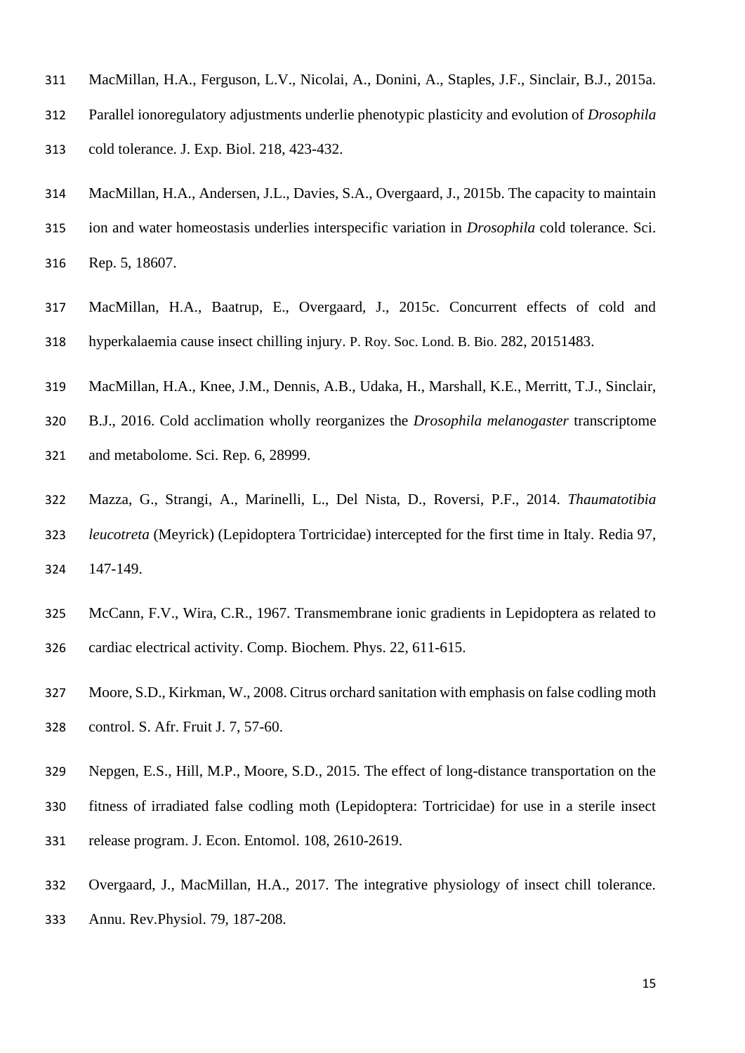MacMillan, H.A., Ferguson, L.V., Nicolai, A., Donini, A., Staples, J.F., Sinclair, B.J., 2015a. Parallel ionoregulatory adjustments underlie phenotypic plasticity and evolution of *Drosophila* cold tolerance. J. Exp. Biol. 218, 423-432.

MacMillan, H.A., Andersen, J.L., Davies, S.A., Overgaard, J., 2015b. The capacity to maintain ion and water homeostasis underlies interspecific variation in *Drosophila* cold tolerance. Sci. Rep. 5, 18607.

MacMillan, H.A., Baatrup, E., Overgaard, J., 2015c. Concurrent effects of cold and hyperkalaemia cause insect chilling injury. P. Roy. Soc. Lond. B. Bio. 282, 20151483.

MacMillan, H.A., Knee, J.M., Dennis, A.B., Udaka, H., Marshall, K.E., Merritt, T.J., Sinclair, B.J., 2016. Cold acclimation wholly reorganizes the *Drosophila melanogaster* transcriptome and metabolome. Sci. Rep. 6, 28999.

Mazza, G., Strangi, A., Marinelli, L., Del Nista, D., Roversi, P.F., 2014. *Thaumatotibia leucotreta* (Meyrick) (Lepidoptera Tortricidae) intercepted for the first time in Italy. Redia 97, 147-149.

McCann, F.V., Wira, C.R., 1967. Transmembrane ionic gradients in Lepidoptera as related to cardiac electrical activity. Comp. Biochem. Phys. 22, 611-615.

Moore, S.D., Kirkman, W., 2008. Citrus orchard sanitation with emphasis on false codling moth control. S. Afr. Fruit J. 7, 57-60.

Nepgen, E.S., Hill, M.P., Moore, S.D., 2015. The effect of long-distance transportation on the fitness of irradiated false codling moth (Lepidoptera: Tortricidae) for use in a sterile insect release program. J. Econ. Entomol. 108, 2610-2619.

Overgaard, J., MacMillan, H.A., 2017. The integrative physiology of insect chill tolerance. Annu. Rev.Physiol. 79, 187-208.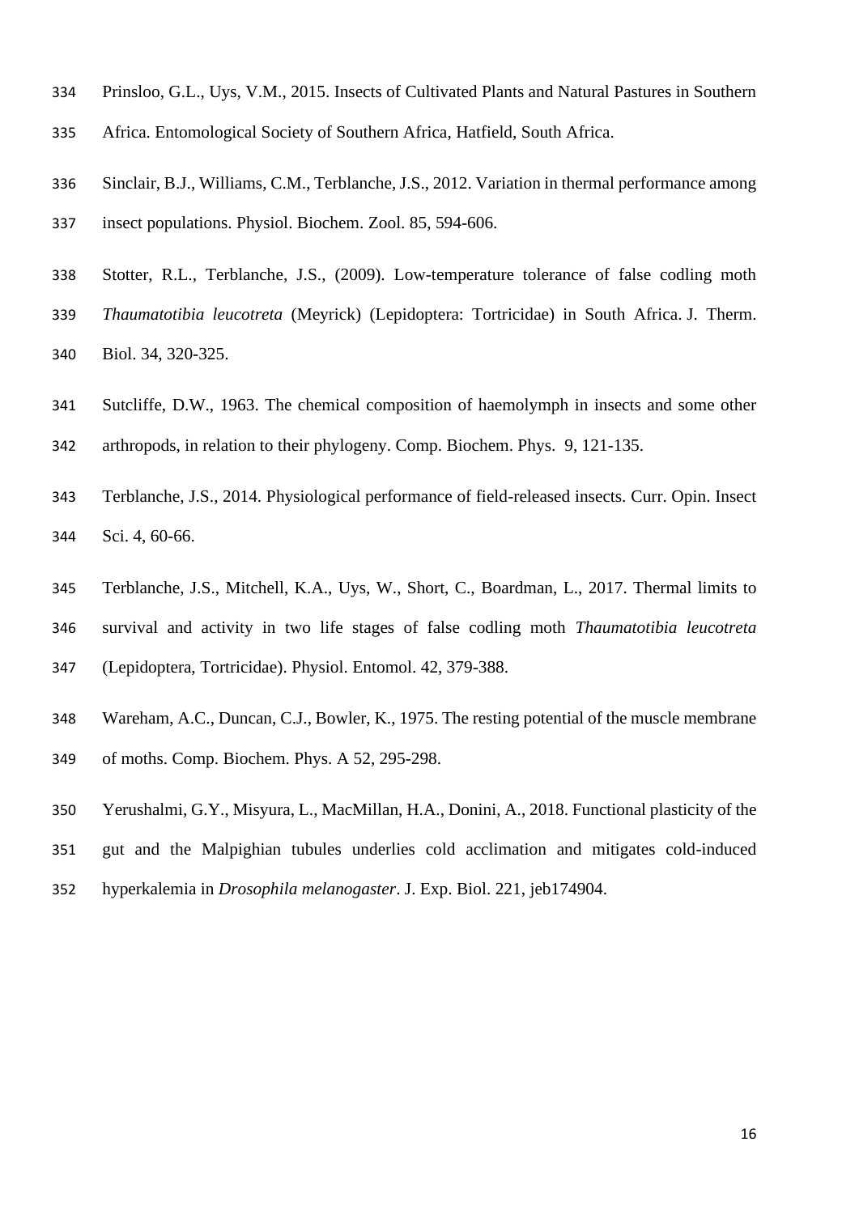Prinsloo, G.L., Uys, V.M., 2015. Insects of Cultivated Plants and Natural Pastures in Southern Africa. Entomological Society of Southern Africa, Hatfield, South Africa.

Sinclair, B.J., Williams, C.M., Terblanche, J.S., 2012. Variation in thermal performance among insect populations. Physiol. Biochem. Zool. 85, 594-606.

Stotter, R.L., Terblanche, J.S., (2009). Low-temperature tolerance of false codling moth *Thaumatotibia leucotreta* (Meyrick) (Lepidoptera: Tortricidae) in South Africa. J. Therm. Biol. 34, 320-325.

Sutcliffe, D.W., 1963. The chemical composition of haemolymph in insects and some other arthropods, in relation to their phylogeny. Comp. Biochem. Phys. 9, 121-135.

Terblanche, J.S., 2014. Physiological performance of field-released insects. Curr. Opin. Insect Sci. 4, 60-66.

Terblanche, J.S., Mitchell, K.A., Uys, W., Short, C., Boardman, L., 2017. Thermal limits to survival and activity in two life stages of false codling moth *Thaumatotibia leucotreta* (Lepidoptera, Tortricidae). Physiol. Entomol. 42, 379-388.

Wareham, A.C., Duncan, C.J., Bowler, K., 1975. The resting potential of the muscle membrane of moths. Comp. Biochem. Phys. A 52, 295-298.

Yerushalmi, G.Y., Misyura, L., MacMillan, H.A., Donini, A., 2018. Functional plasticity of the gut and the Malpighian tubules underlies cold acclimation and mitigates cold-induced hyperkalemia in *Drosophila melanogaster*. J. Exp. Biol. 221, jeb174904.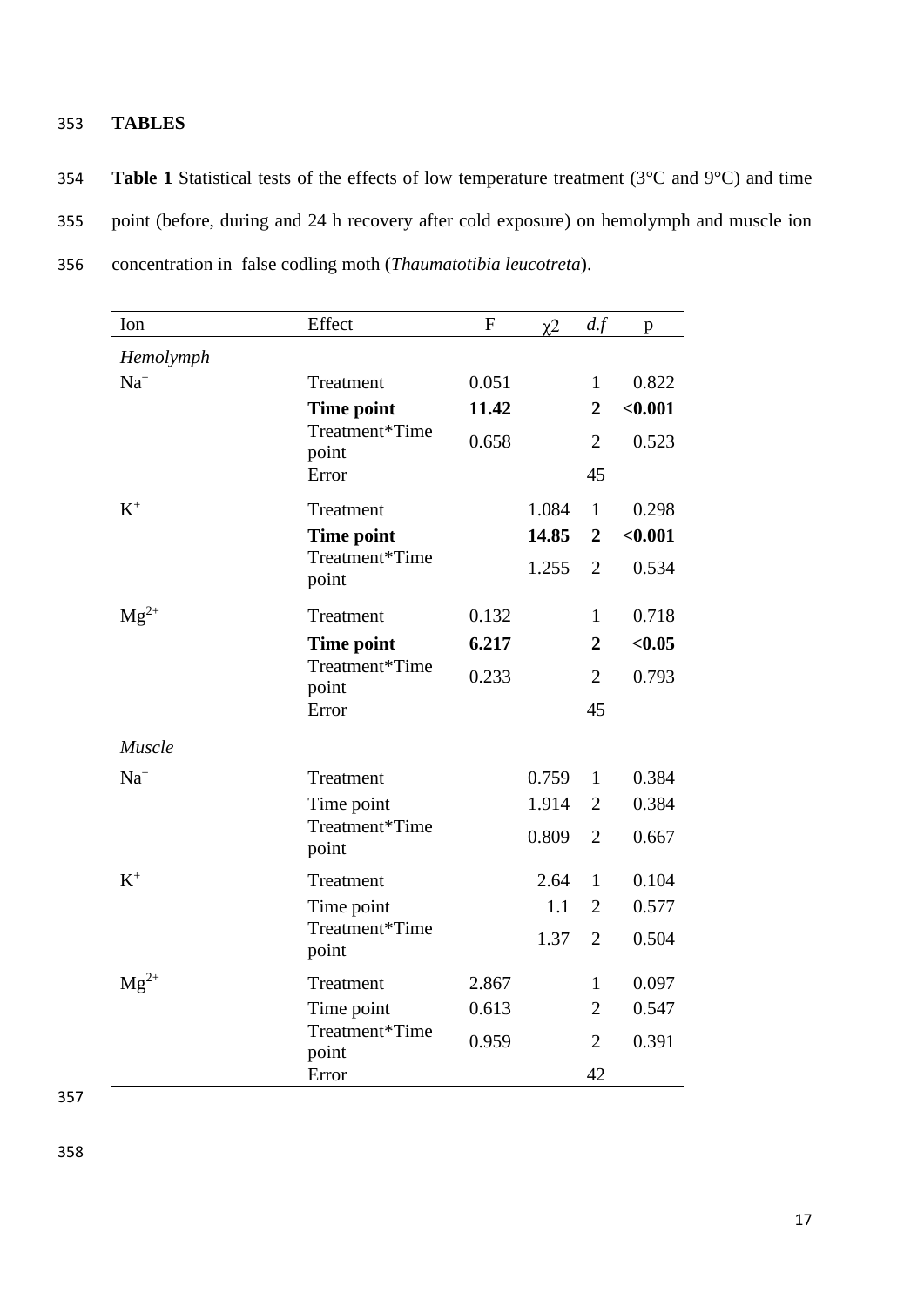# TABLES

**Table 1** Statistical tests of the effects of low temperature treatment (3°C and 9°C) and time point (before, during and 24 h recovery after cold exposure) on hemolymph and muscle ion concentration in false codling moth (*Thaumatotibia leucotreta*).

| Ion | Effect | F | $\chi 2$ | *d.f* | p |
|---|---|---|---|---|---|
| *Hemolymph* | | | | | |
| $Na^{+}$ | Treatment | 0.051 | | 1 | 0.822 |
| | **Time point** | **11.42** | | **2** | **<0.001** |
| | Treatment*Time point | 0.658 | | 2 | 0.523 |
| | Error | | | 45 | |
| $K^{+}$ | Treatment | | 1.084 | 1 | 0.298 |
| | **Time point** | | **14.85** | **2** | **<0.001** |
| | Treatment*Time point | | 1.255 | 2 | 0.534 |
| $Mg^{2+}$ | Treatment | 0.132 | | 1 | 0.718 |
| | **Time point** | **6.217** | | **2** | **<0.05** |
| | Treatment*Time point | 0.233 | | 2 | 0.793 |
| | Error | | | 45 | |
| *Muscle* | | | | | |
| $Na^{+}$ | Treatment | | 0.759 | 1 | 0.384 |
| | Time point | | 1.914 | 2 | 0.384 |
| | Treatment*Time point | | 0.809 | 2 | 0.667 |
| $K^{+}$ | Treatment | | 2.64 | 1 | 0.104 |
| | Time point | | 1.1 | 2 | 0.577 |
| | Treatment*Time point | | 1.37 | 2 | 0.504 |
| $Mg^{2+}$ | Treatment | 2.867 | | 1 | 0.097 |
| | Time point | 0.613 | | 2 | 0.547 |
| | Treatment*Time point | 0.959 | | 2 | 0.391 |
| | Error | | | 42 | |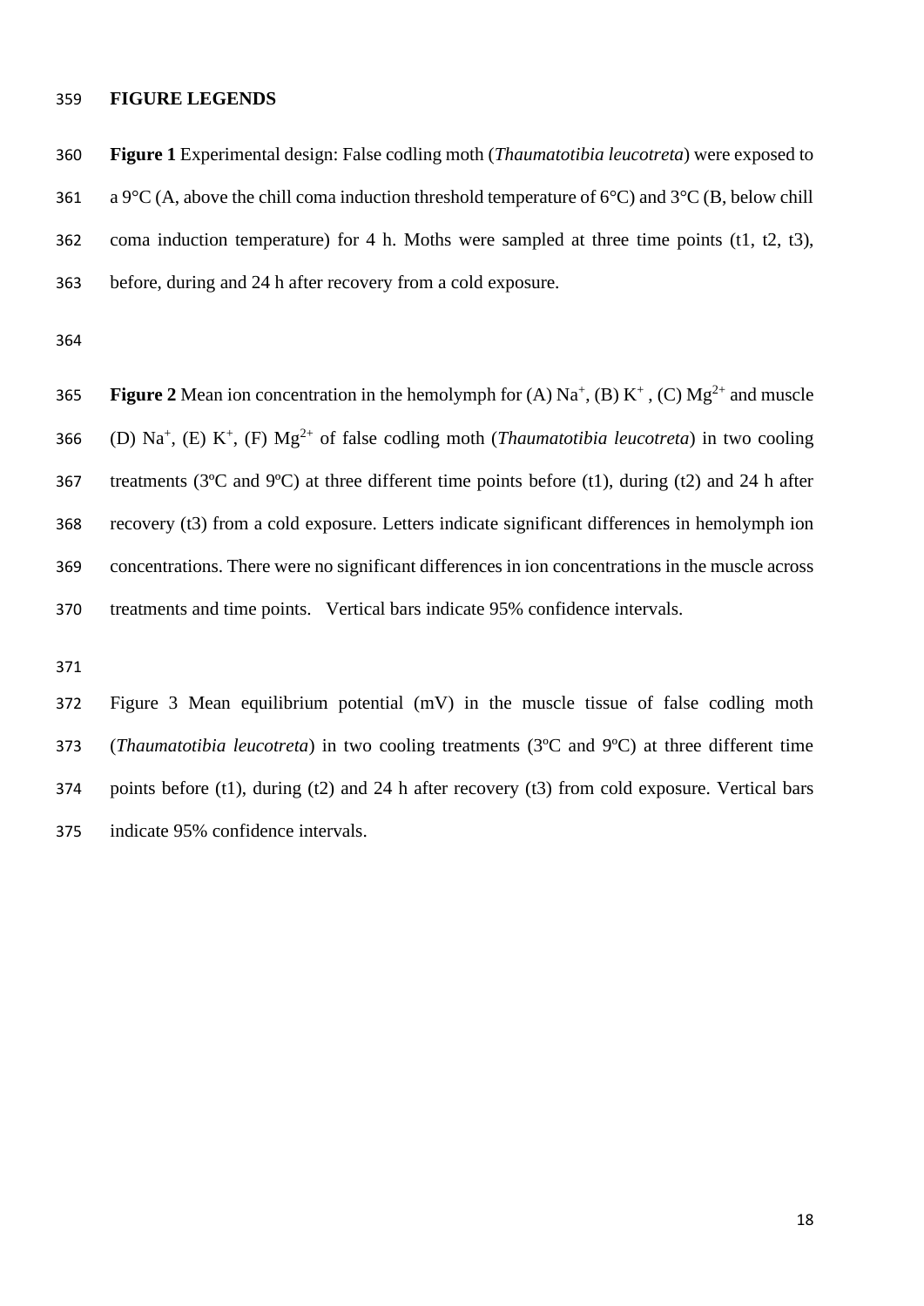**FIGURE LEGENDS**

**Figure 1** Experimental design: False codling moth (*Thaumatotibia leucotreta*) were exposed to a 9°C (A, above the chill coma induction threshold temperature of 6°C) and 3°C (B, below chill coma induction temperature) for 4 h. Moths were sampled at three time points (t1, t2, t3), before, during and 24 h after recovery from a cold exposure.

**Figure 2** Mean ion concentration in the hemolymph for (A) $Na^+$, (B) $K^+$ , (C) $Mg^{2+}$ and muscle (D) $Na^+$, (E) $K^+$, (F) $Mg^{2+}$ of false codling moth (*Thaumatotibia leucotreta*) in two cooling treatments (3ºC and 9ºC) at three different time points before (t1), during (t2) and 24 h after recovery (t3) from a cold exposure. Letters indicate significant differences in hemolymph ion concentrations. There were no significant differences in ion concentrations in the muscle across treatments and time points. Vertical bars indicate 95% confidence intervals.

Figure 3 Mean equilibrium potential (mV) in the muscle tissue of false codling moth (*Thaumatotibia leucotreta*) in two cooling treatments (3ºC and 9ºC) at three different time points before (t1), during (t2) and 24 h after recovery (t3) from cold exposure. Vertical bars indicate 95% confidence intervals.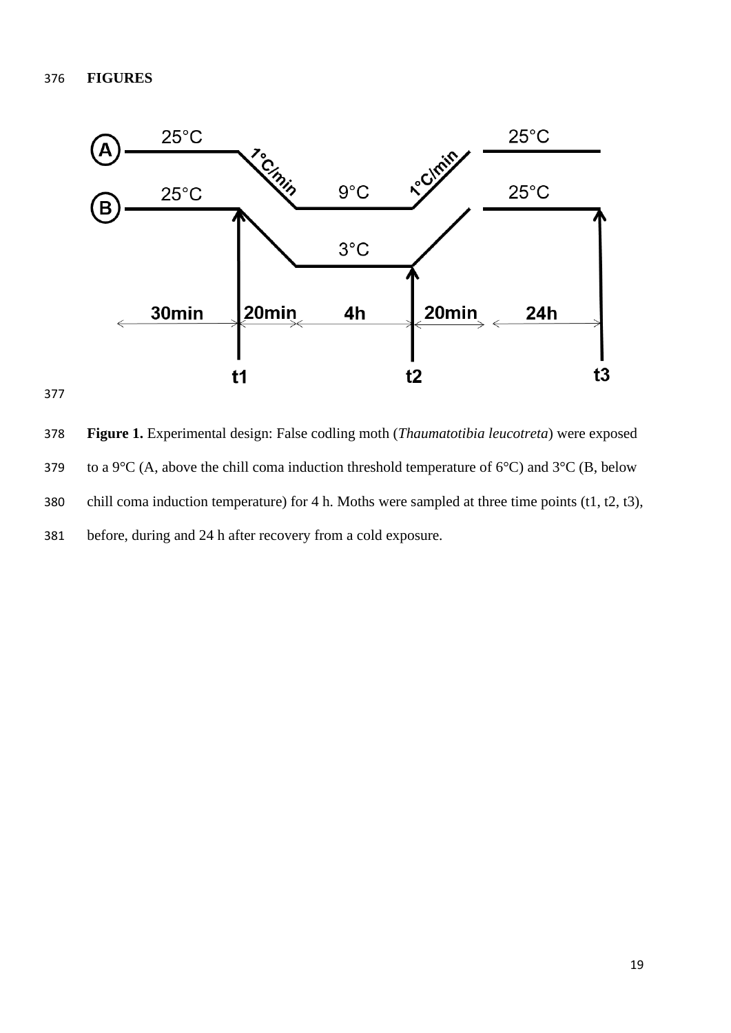## FIGURES

**Figure 1.** Experimental design: False codling moth (*Thaumatotibia leucotreta*) were exposed to a 9°C (A, above the chill coma induction threshold temperature of 6°C) and 3°C (B, below chill coma induction temperature) for 4 h. Moths were sampled at three time points (t1, t2, t3), before, during and 24 h after recovery from a cold exposure.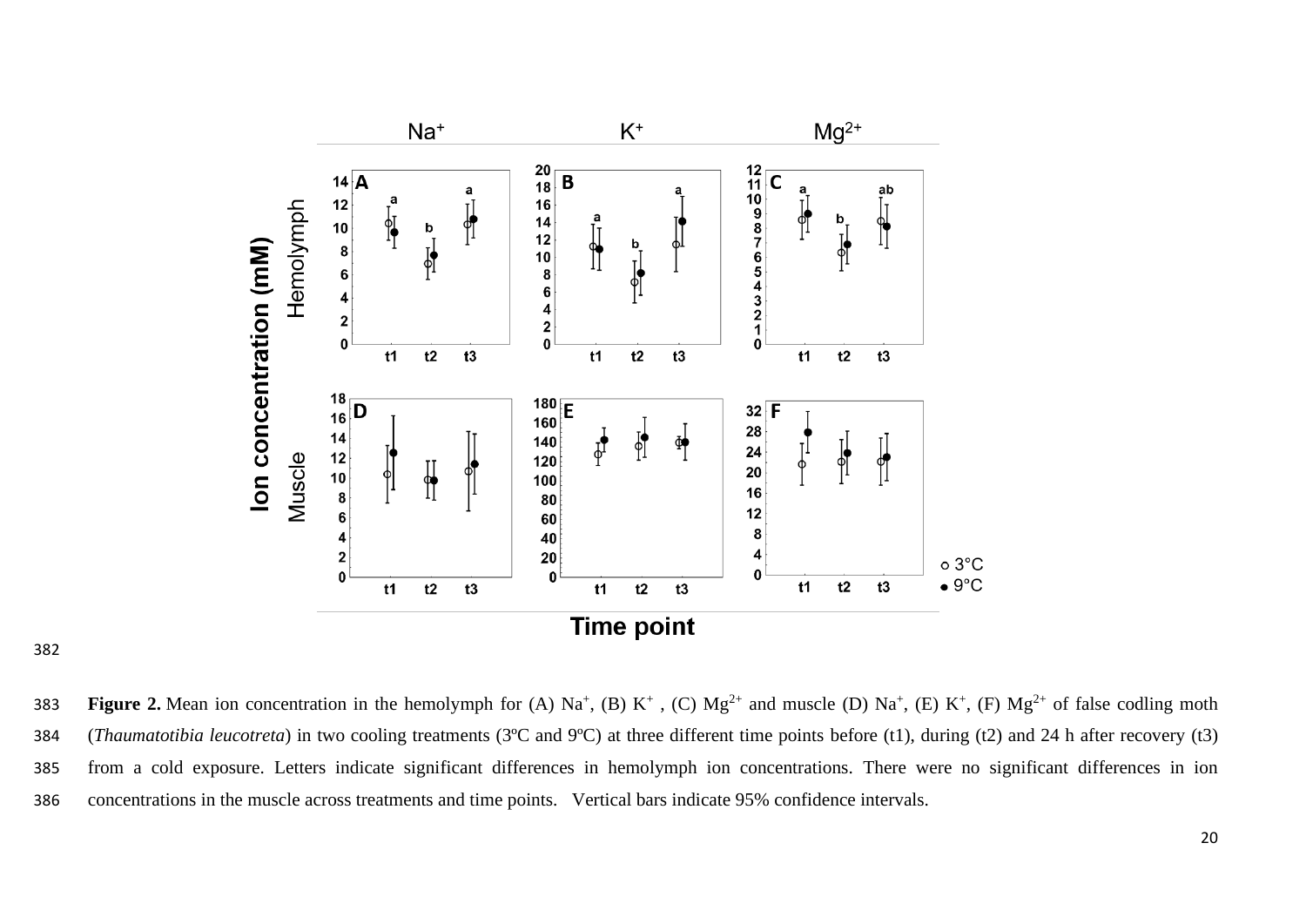**Figure 2.** Mean ion concentration in the hemolymph for (A) $Na^+$, (B) $K^+$ , (C) $Mg^{2+}$ and muscle (D) $Na^+$, (E) $K^+$, (F) $Mg^{2+}$ of false codling moth (*Thaumatotibia leucotreta*) in two cooling treatments (3ºC and 9ºC) at three different time points before (t1), during (t2) and 24 h after recovery (t3) from a cold exposure. Letters indicate significant differences in hemolymph ion concentrations. There were no significant differences in ion concentrations in the muscle across treatments and time points. Vertical bars indicate 95% confidence intervals.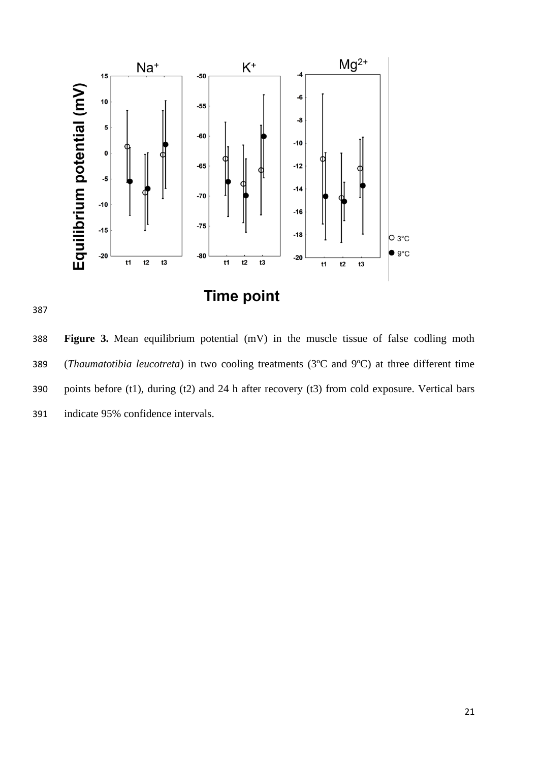Na+

K+

Mg2+

Equilibrium potential (mV)

15
10
5
0
-5
-10
-15
-20

-50
-55
-60
-65
-70
-75
-80

-4
-6
-8
-10
-12
-14
-16
-18
-20

t1 t2 t3

○ 3°C
● 9°C

Time point

**Figure 3.** Mean equilibrium potential (mV) in the muscle tissue of false codling moth (*Thaumatotibia leucotreta*) in two cooling treatments (3ºC and 9ºC) at three different time points before (t1), during (t2) and 24 h after recovery (t3) from cold exposure. Vertical bars indicate 95% confidence intervals.